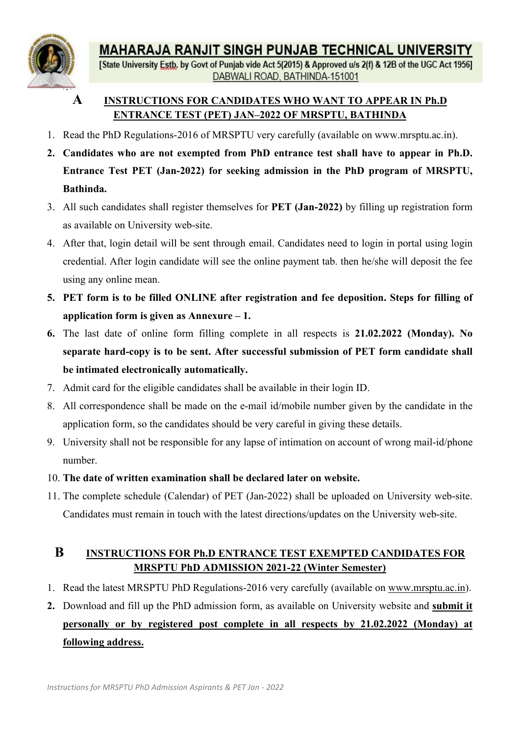# MAHARAJA RANJIT SINGH PUNJAB TECHNICAL UNIVERSITY

[State University Estb. by Govt of Punjab vide Act 5(2015) & Approved u/s 2(f) & 12B of the UGC Act 1956]

DABWALI ROAD, BATHINDA-151001

## A INSTRUCTIONS FOR CANDIDATES WHO WANT TO APPEAR IN Ph.D ENTRANCE TEST (PET) JAN–2022 OF MRSPTU, BATHINDA

1. Read the PhD Regulations-2016 of MRSPTU very carefully (available on www.mrsptu.ac.in).
2. **Candidates who are not exempted from PhD entrance test shall have to appear in Ph.D. Entrance Test PET (Jan-2022) for seeking admission in the PhD program of MRSPTU, Bathinda.**
3. All such candidates shall register themselves for **PET (Jan-2022)** by filling up registration form as available on University web-site.
4. After that, login detail will be sent through email. Candidates need to login in portal using login credential. After login candidate will see the online payment tab. then he/she will deposit the fee using any online mean.
5. **PET form is to be filled ONLINE after registration and fee deposition. Steps for filling of application form is given as Annexure – 1.**
6. The last date of online form filling complete in all respects is **21.02.2022 (Monday). No separate hard-copy is to be sent. After successful submission of PET form candidate shall be intimated electronically automatically.**
7. Admit card for the eligible candidates shall be available in their login ID.
8. All correspondence shall be made on the e-mail id/mobile number given by the candidate in the application form, so the candidates should be very careful in giving these details.
9. University shall not be responsible for any lapse of intimation on account of wrong mail-id/phone number.
10. **The date of written examination shall be declared later on website.**
11. The complete schedule (Calendar) of PET (Jan-2022) shall be uploaded on University web-site. Candidates must remain in touch with the latest directions/updates on the University web-site.

## B INSTRUCTIONS FOR Ph.D ENTRANCE TEST EXEMPTED CANDIDATES FOR MRSPTU PhD ADMISSION 2021-22 (Winter Semester)

1. Read the latest MRSPTU PhD Regulations-2016 very carefully (available on www.mrsptu.ac.in).
2. Download and fill up the PhD admission form, as available on University website and **submit it personally or by registered post complete in all respects by 21.02.2022 (Monday) at following address.**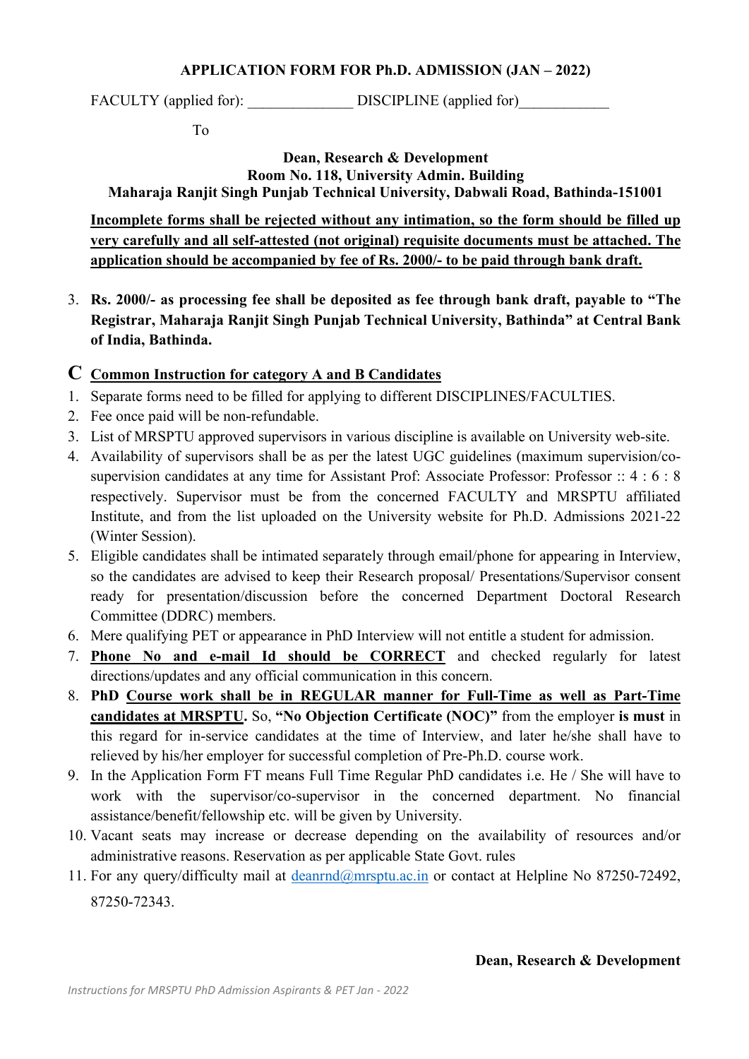**APPLICATION FORM FOR Ph.D. ADMISSION (JAN – 2022)**

FACTORY (applied for): ______________ DISCIPLINE (applied for)____________

To

**Dean, Research & Development**
**Room No. 118, University Admin. Building**
**Maharaja Ranjit Singh Punjab Technical University, Dabwali Road, Bathinda-151001**

**Incomplete forms shall be rejected without any intimation, so the form should be filled up very carefully and all self-attested (not original) requisite documents must be attached. The application should be accompanied by fee of Rs. 2000/- to be paid through bank draft.**

3. **Rs. 2000/- as processing fee shall be deposited as fee through bank draft, payable to "The Registrar, Maharaja Ranjit Singh Punjab Technical University, Bathinda" at Central Bank of India, Bathinda.**

## C Common Instruction for category A and B Candidates

1. Separate forms need to be filled for applying to different DISCIPLINES/FACULTIES.
2. Fee once paid will be non-refundable.
3. List of MRSPTU approved supervisors in various discipline is available on University web-site.
4. Availability of supervisors shall be as per the latest UGC guidelines (maximum supervision/co-supervision candidates at any time for Assistant Prof: Associate Professor: Professor :: 4 : 6 : 8 respectively. Supervisor must be from the concerned FACULTY and MRSPTU affiliated Institute, and from the list uploaded on the University website for Ph.D. Admissions 2021-22 (Winter Session).
5. Eligible candidates shall be intimated separately through email/phone for appearing in Interview, so the candidates are advised to keep their Research proposal/ Presentations/Supervisor consent ready for presentation/discussion before the concerned Department Doctoral Research Committee (DDRC) members.
6. Mere qualifying PET or appearance in PhD Interview will not entitle a student for admission.
7. **Phone No and e-mail Id should be CORRECT** and checked regularly for latest directions/updates and any official communication in this concern.
8. **PhD Course work shall be in REGULAR manner for Full-Time as well as Part-Time candidates at MRSPTU.** So, **"No Objection Certificate (NOC)"** from the employer **is must** in this regard for in-service candidates at the time of Interview, and later he/she shall have to relieved by his/her employer for successful completion of Pre-Ph.D. course work.
9. In the Application Form FT means Full Time Regular PhD candidates i.e. He / She will have to work with the supervisor/co-supervisor in the concerned department. No financial assistance/benefit/fellowship etc. will be given by University.
10. Vacant seats may increase or decrease depending on the availability of resources and/or administrative reasons. Reservation as per applicable State Govt. rules
11. For any query/difficulty mail at deanrnd@mrsptu.ac.in or contact at Helpline No 87250-72492, 87250-72343.

**Dean, Research & Development**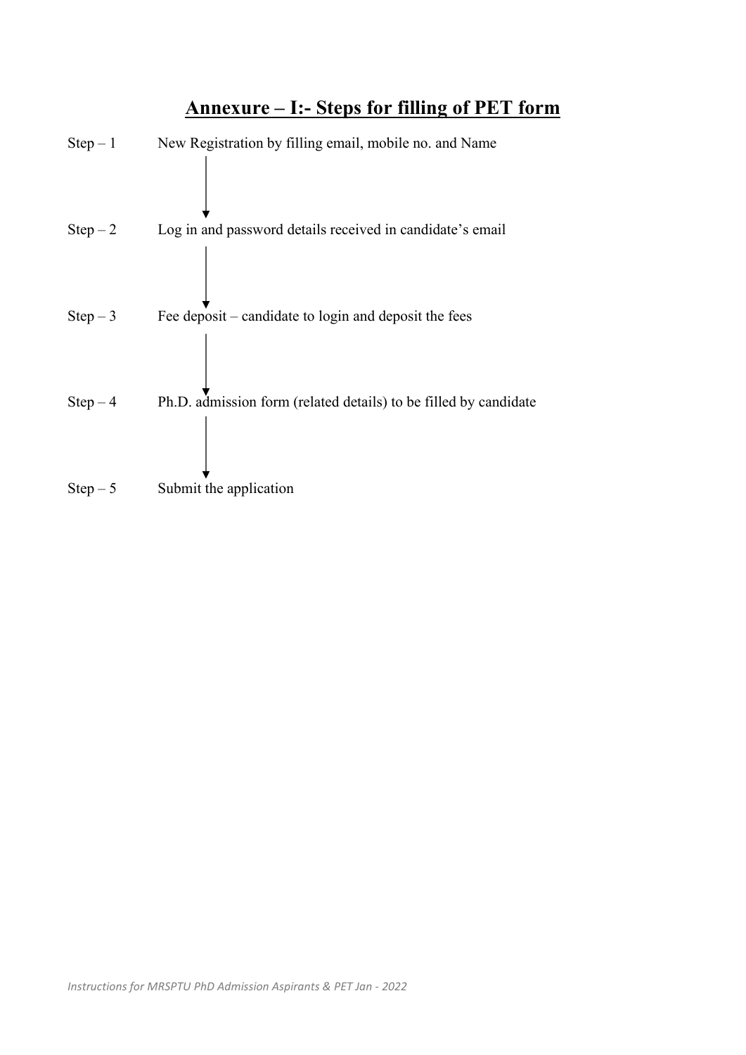# **Annexure – I:- Steps for filling of PET form**

Step – 1 New Registration by filling email, mobile no. and Name

↓

Step – 2 Log in and password details received in candidate's email

↓

Step – 3 Fee deposit – candidate to login and deposit the fees

↓

Step – 4 Ph.D. admission form (related details) to be filled by candidate

↓

Step – 5 Submit the application